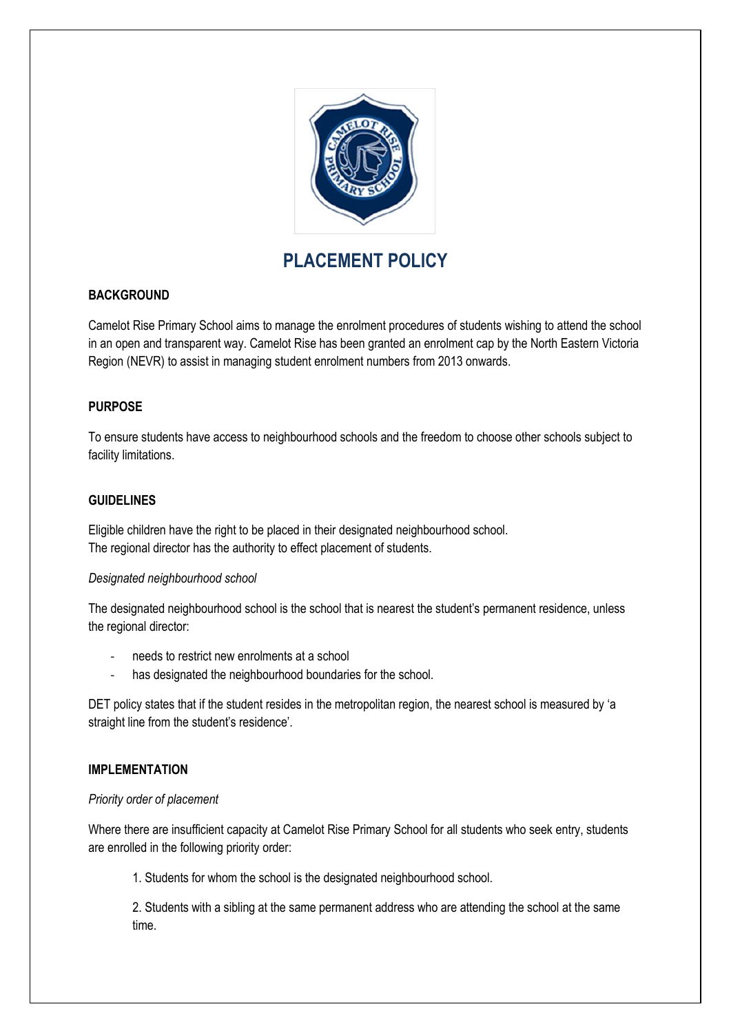# PLACEMENT POLICY

## BACKGROUND

Camelot Rise Primary School aims to manage the enrolment procedures of students wishing to attend the school in an open and transparent way. Camelot Rise has been granted an enrolment cap by the North Eastern Victoria Region (NEVR) to assist in managing student enrolment numbers from 2013 onwards.

## PURPOSE

To ensure students have access to neighbourhood schools and the freedom to choose other schools subject to facility limitations.

## GUIDELINES

Eligible children have the right to be placed in their designated neighbourhood school.
The regional director has the authority to effect placement of students.

*Designated neighbourhood school*

The designated neighbourhood school is the school that is nearest the student's permanent residence, unless the regional director:

- needs to restrict new enrolments at a school
- has designated the neighbourhood boundaries for the school.

DET policy states that if the student resides in the metropolitan region, the nearest school is measured by 'a straight line from the student's residence'.

## IMPLEMENTATION

*Priority order of placement*

Where there are insufficient capacity at Camelot Rise Primary School for all students who seek entry, students are enrolled in the following priority order:

1. Students for whom the school is the designated neighbourhood school.

2. Students with a sibling at the same permanent address who are attending the school at the same time.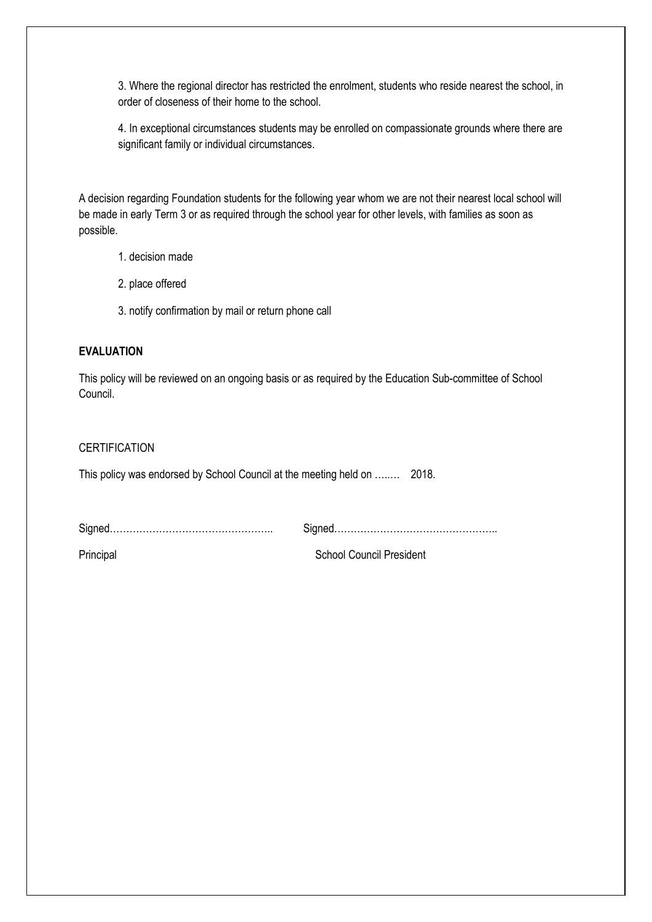3. Where the regional director has restricted the enrolment, students who reside nearest the school, in order of closeness of their home to the school.

4. In exceptional circumstances students may be enrolled on compassionate grounds where there are significant family or individual circumstances.

A decision regarding Foundation students for the following year whom we are not their nearest local school will be made in early Term 3 or as required through the school year for other levels, with families as soon as possible.

1. decision made
2. place offered
3. notify confirmation by mail or return phone call

**EVALUATION**

This policy will be reviewed on an ongoing basis or as required by the Education Sub-committee of School Council.

CERTIFICATION

This policy was endorsed by School Council at the meeting held on ….…  2018.

Signed…………………………………………..   Signed…………………………………………..

Principal   School Council President